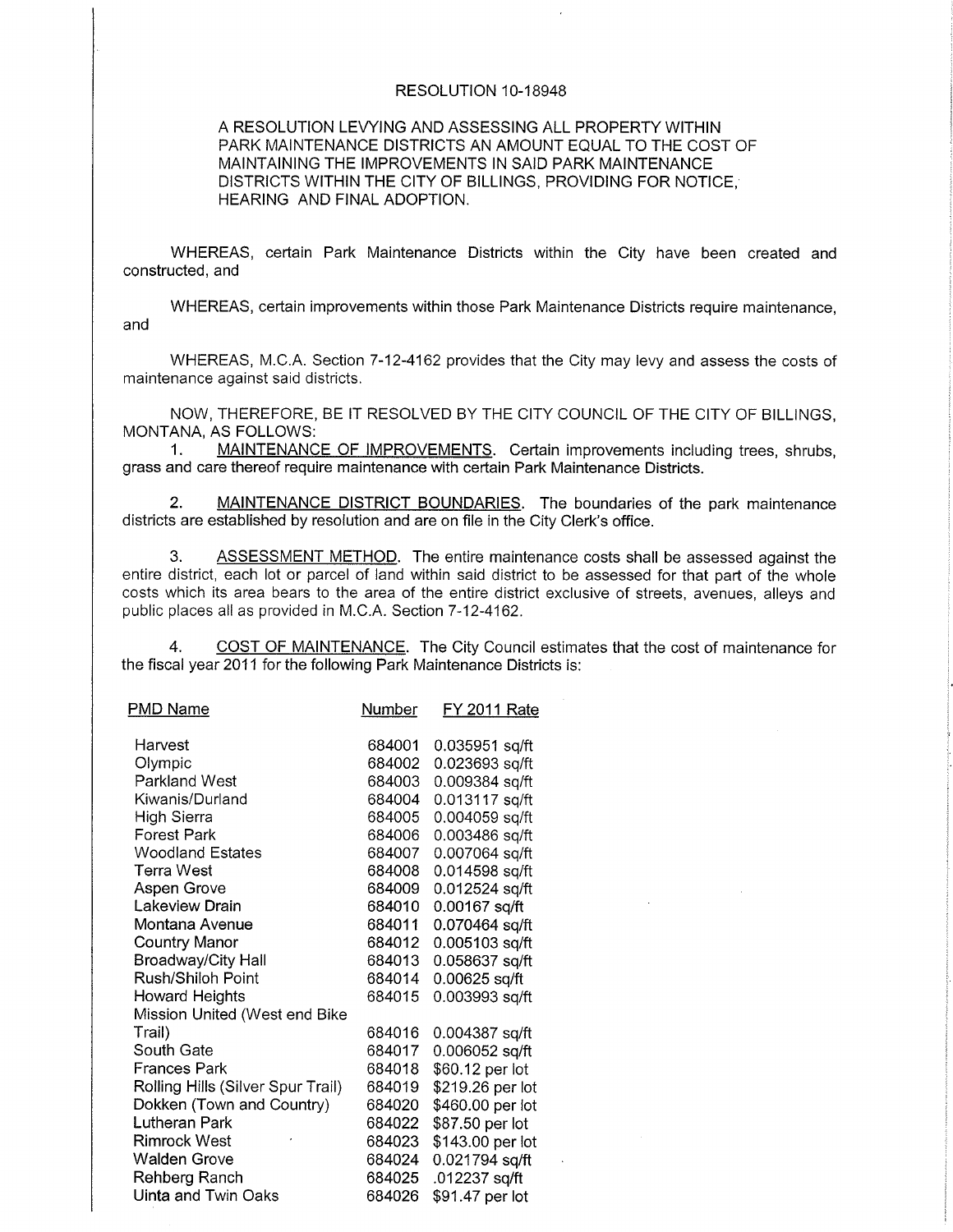# RESOLUTION 10-18948

A RESOLUTION LEVYING AND ASSESSING ALL PROPERTY WITHIN PARK MAINTENANCE DISTRICTS AN AMOUNT EQUAL TO THE COST OF MAINTAINING THE IMPROVEMENTS IN SAID PARK MAINTENANCE DISTRICTS WITHIN THE CITY OF BILLINGS, PROVIDING FOR NOTICE, HEARING AND FINAL ADOPTION.

WHEREAS, certain Park Maintenance Districts within the City have been created and constructed, and

WHEREAS, certain improvements within those Park Maintenance Districts require maintenance, and

WHEREAS, M.C.A. Section 7-12-4162 provides that the City may levy and assess the costs of maintenance against said districts.

NOW, THEREFORE, BE IT RESOLVED BY THE CITY COUNCIL OF THE CITY OF BILLINGS, MONTANA, AS FOLLOWS:

1. MAINTENANCE OF IMPROVEMENTS. Certain improvements including trees, shrubs, grass and care thereof require maintenance with certain Park Maintenance Districts.

2. MAINTENANCE DISTRICT BOUNDARIES. The boundaries of the park maintenance districts are established by resolution and are on file in the City Clerk's office.

3. ASSESSMENT METHOD. The entire maintenance costs shall be assessed against the entire district, each lot or parcel of land within said district to be assessed for that part of the whole costs which its area bears to the area of the entire district exclusive of streets, avenues, alleys and public places all as provided in M.C.A. Section 7-12-4162.

4. COST OF MAINTENANCE. The City Council estimates that the cost of maintenance for the fiscal year 2011 for the following Park Maintenance Districts is:

| PMD Name | Number | FY 2011 Rate |
|---|---|---|
| Harvest | 684001 | 0.035951 sq/ft |
| Olympic | 684002 | 0.023693 sq/ft |
| Parkland West | 684003 | 0.009384 sq/ft |
| Kiwanis/Durland | 684004 | 0.013117 sq/ft |
| High Sierra | 684005 | 0.004059 sq/ft |
| Forest Park | 684006 | 0.003486 sq/ft |
| Woodland Estates | 684007 | 0.007064 sq/ft |
| Terra West | 684008 | 0.014598 sq/ft |
| Aspen Grove | 684009 | 0.012524 sq/ft |
| Lakeview Drain | 684010 | 0.00167 sq/ft |
| Montana Avenue | 684011 | 0.070464 sq/ft |
| Country Manor | 684012 | 0.005103 sq/ft |
| Broadway/City Hall | 684013 | 0.058637 sq/ft |
| Rush/Shiloh Point | 684014 | 0.00625 sq/ft |
| Howard Heights | 684015 | 0.003993 sq/ft |
| Mission United (West end Bike Trail) | 684016 | 0.004387 sq/ft |
| South Gate | 684017 | 0.006052 sq/ft |
| Frances Park | 684018 | $60.12 per lot |
| Rolling Hills (Silver Spur Trail) | 684019 | $219.26 per lot |
| Dokken (Town and Country) | 684020 | $460.00 per lot |
| Lutheran Park | 684022 | $87.50 per lot |
| Rimrock West | 684023 | $143.00 per lot |
| Walden Grove | 684024 | 0.021794 sq/ft |
| Rehberg Ranch | 684025 | .012237 sq/ft |
| Uinta and Twin Oaks | 684026 | $91.47 per lot |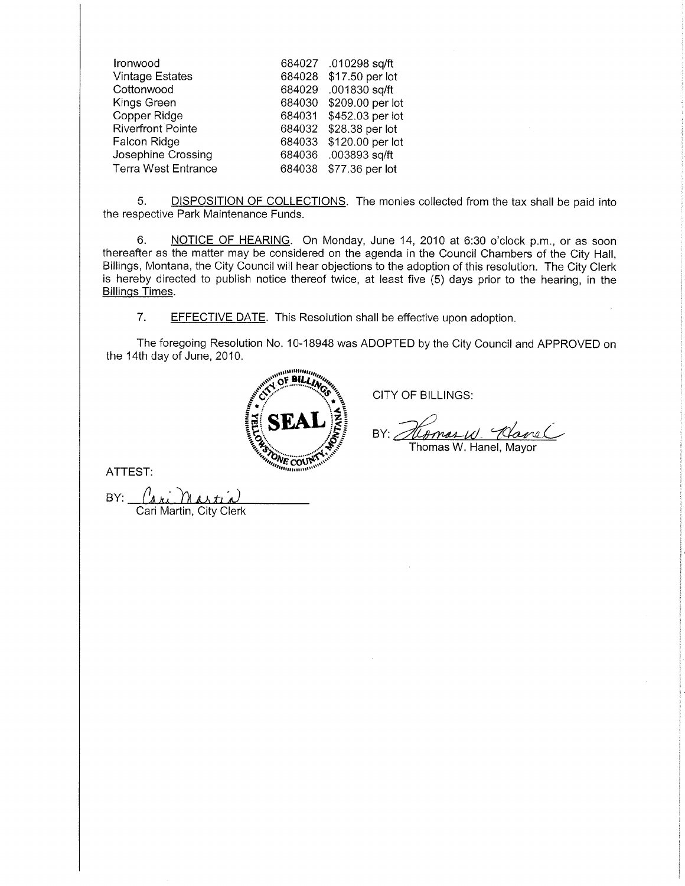| | | |
|---|---|---|
| Ironwood | 684027 | .010298 sq/ft |
| Vintage Estates | 684028 | $17.50 per lot |
| Cottonwood | 684029 | .001830 sq/ft |
| Kings Green | 684030 | $209.00 per lot |
| Copper Ridge | 684031 | $452.03 per lot |
| Riverfront Pointe | 684032 | $28.38 per lot |
| Falcon Ridge | 684033 | $120.00 per lot |
| Josephine Crossing | 684036 | .003893 sq/ft |
| Terra West Entrance | 684038 | $77.36 per lot |

5. DISPOSITION OF COLLECTIONS. The monies collected from the tax shall be paid into the respective Park Maintenance Funds.

6. NOTICE OF HEARING. On Monday, June 14, 2010 at 6:30 o'clock p.m., or as soon thereafter as the matter may be considered on the agenda in the Council Chambers of the City Hall, Billings, Montana, the City Council will hear objections to the adoption of this resolution. The City Clerk is hereby directed to publish notice thereof twice, at least five (5) days prior to the hearing, in the Billings Times.

7. EFFECTIVE DATE. This Resolution shall be effective upon adoption.

The foregoing Resolution No. 10-18948 was ADOPTED by the City Council and APPROVED on the 14th day of June, 2010.

SEAL — CITY OF BILLINGS, YELLOWSTONE COUNTY, MONTANA

CITY OF BILLINGS:

BY: Thomas W. Hanel

Thomas W. Hanel, Mayor

ATTEST:

BY: Cari Martin

Cari Martin, City Clerk